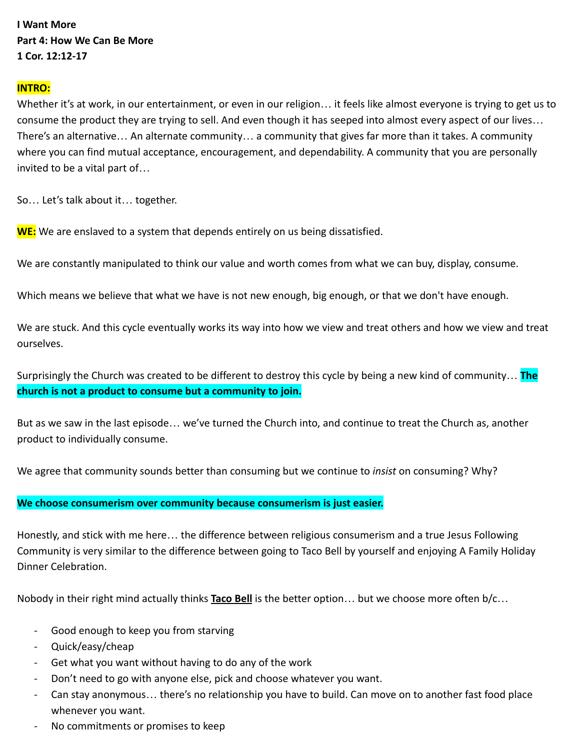**I Want More**
**Part 4: How We Can Be More**
**1 Cor. 12:12-17**

**INTRO:**
Whether it's at work, in our entertainment, or even in our religion… it feels like almost everyone is trying to get us to consume the product they are trying to sell. And even though it has seeped into almost every aspect of our lives… There's an alternative… An alternate community… a community that gives far more than it takes. A community where you can find mutual acceptance, encouragement, and dependability. A community that you are personally invited to be a vital part of…

So… Let's talk about it… together.

**WE:** We are enslaved to a system that depends entirely on us being dissatisfied.

We are constantly manipulated to think our value and worth comes from what we can buy, display, consume.

Which means we believe that what we have is not new enough, big enough, or that we don't have enough.

We are stuck. And this cycle eventually works its way into how we view and treat others and how we view and treat ourselves.

Surprisingly the Church was created to be different to destroy this cycle by being a new kind of community… **The church is not a product to consume but a community to join.**

But as we saw in the last episode… we've turned the Church into, and continue to treat the Church as, another product to individually consume.

We agree that community sounds better than consuming but we continue to *insist* on consuming? Why?

**We choose consumerism over community because consumerism is just easier.**

Honestly, and stick with me here… the difference between religious consumerism and a true Jesus Following Community is very similar to the difference between going to Taco Bell by yourself and enjoying A Family Holiday Dinner Celebration.

Nobody in their right mind actually thinks **Taco Bell** is the better option… but we choose more often b/c…

- Good enough to keep you from starving
- Quick/easy/cheap
- Get what you want without having to do any of the work
- Don't need to go with anyone else, pick and choose whatever you want.
- Can stay anonymous… there's no relationship you have to build. Can move on to another fast food place whenever you want.
- No commitments or promises to keep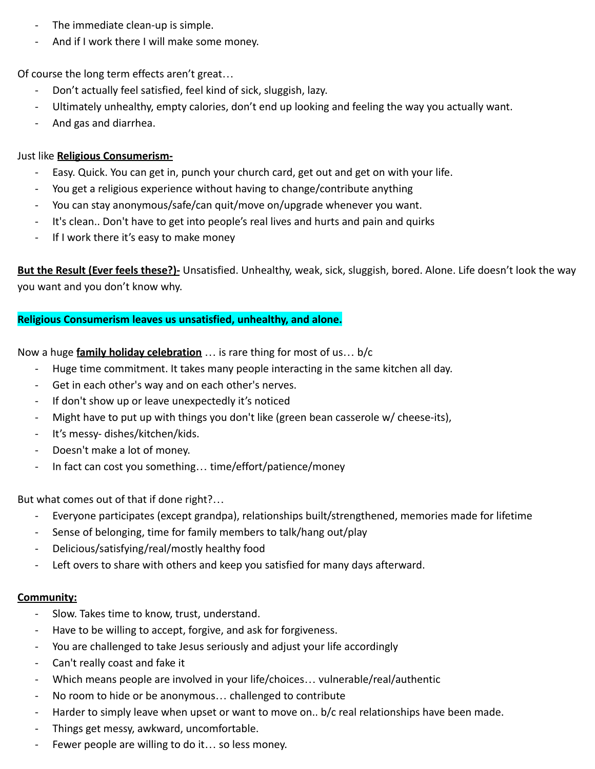- The immediate clean-up is simple.
- And if I work there I will make some money.

Of course the long term effects aren't great…

- Don't actually feel satisfied, feel kind of sick, sluggish, lazy.
- Ultimately unhealthy, empty calories, don't end up looking and feeling the way you actually want.
- And gas and diarrhea.

Just like **Religious Consumerism-**

- Easy. Quick. You can get in, punch your church card, get out and get on with your life.
- You get a religious experience without having to change/contribute anything
- You can stay anonymous/safe/can quit/move on/upgrade whenever you want.
- It's clean.. Don't have to get into people's real lives and hurts and pain and quirks
- If I work there it's easy to make money

**But the Result (Ever feels these?)-** Unsatisfied. Unhealthy, weak, sick, sluggish, bored. Alone. Life doesn't look the way you want and you don't know why.

**Religious Consumerism leaves us unsatisfied, unhealthy, and alone.**

Now a huge **family holiday celebration** … is rare thing for most of us… b/c

- Huge time commitment. It takes many people interacting in the same kitchen all day.
- Get in each other's way and on each other's nerves.
- If don't show up or leave unexpectedly it's noticed
- Might have to put up with things you don't like (green bean casserole w/ cheese-its),
- It's messy- dishes/kitchen/kids.
- Doesn't make a lot of money.
- In fact can cost you something… time/effort/patience/money

But what comes out of that if done right?…

- Everyone participates (except grandpa), relationships built/strengthened, memories made for lifetime
- Sense of belonging, time for family members to talk/hang out/play
- Delicious/satisfying/real/mostly healthy food
- Left overs to share with others and keep you satisfied for many days afterward.

**Community:**

- Slow. Takes time to know, trust, understand.
- Have to be willing to accept, forgive, and ask for forgiveness.
- You are challenged to take Jesus seriously and adjust your life accordingly
- Can't really coast and fake it
- Which means people are involved in your life/choices… vulnerable/real/authentic
- No room to hide or be anonymous… challenged to contribute
- Harder to simply leave when upset or want to move on.. b/c real relationships have been made.
- Things get messy, awkward, uncomfortable.
- Fewer people are willing to do it… so less money.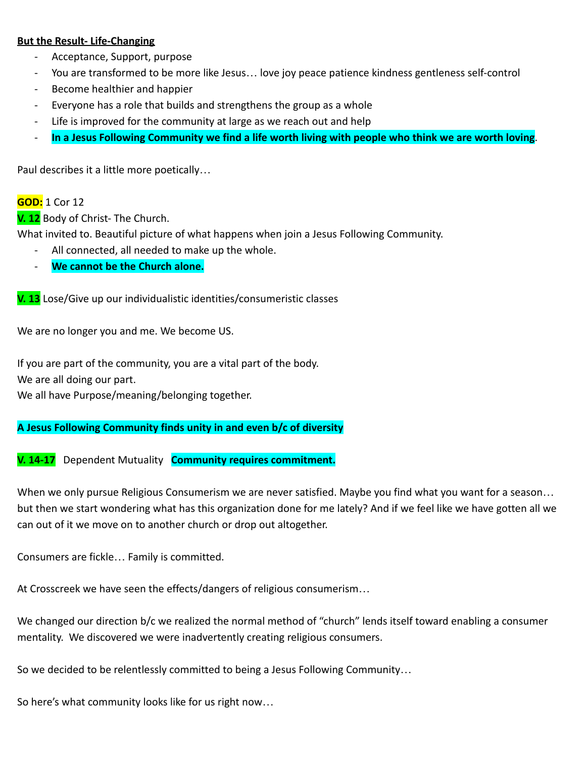**<u>But the Result- Life-Changing</u>**

- Acceptance, Support, purpose
- You are transformed to be more like Jesus… love joy peace patience kindness gentleness self-control
- Become healthier and happier
- Everyone has a role that builds and strengthens the group as a whole
- Life is improved for the community at large as we reach out and help
- **In a Jesus Following Community we find a life worth living with people who think we are worth loving**.

Paul describes it a little more poetically…

**GOD:** 1 Cor 12

**V. 12** Body of Christ- The Church.

What invited to. Beautiful picture of what happens when join a Jesus Following Community.

- All connected, all needed to make up the whole.
- **We cannot be the Church alone.**

**V. 13** Lose/Give up our individualistic identities/consumeristic classes

We are no longer you and me. We become US.

If you are part of the community, you are a vital part of the body.

We are all doing our part.

We all have Purpose/meaning/belonging together.

**A Jesus Following Community finds unity in and even b/c of diversity**

**V. 14-17** Dependent Mutuality **Community requires commitment.**

When we only pursue Religious Consumerism we are never satisfied. Maybe you find what you want for a season… but then we start wondering what has this organization done for me lately? And if we feel like we have gotten all we can out of it we move on to another church or drop out altogether.

Consumers are fickle… Family is committed.

At Crosscreek we have seen the effects/dangers of religious consumerism…

We changed our direction b/c we realized the normal method of "church" lends itself toward enabling a consumer mentality. We discovered we were inadvertently creating religious consumers.

So we decided to be relentlessly committed to being a Jesus Following Community…

So here's what community looks like for us right now…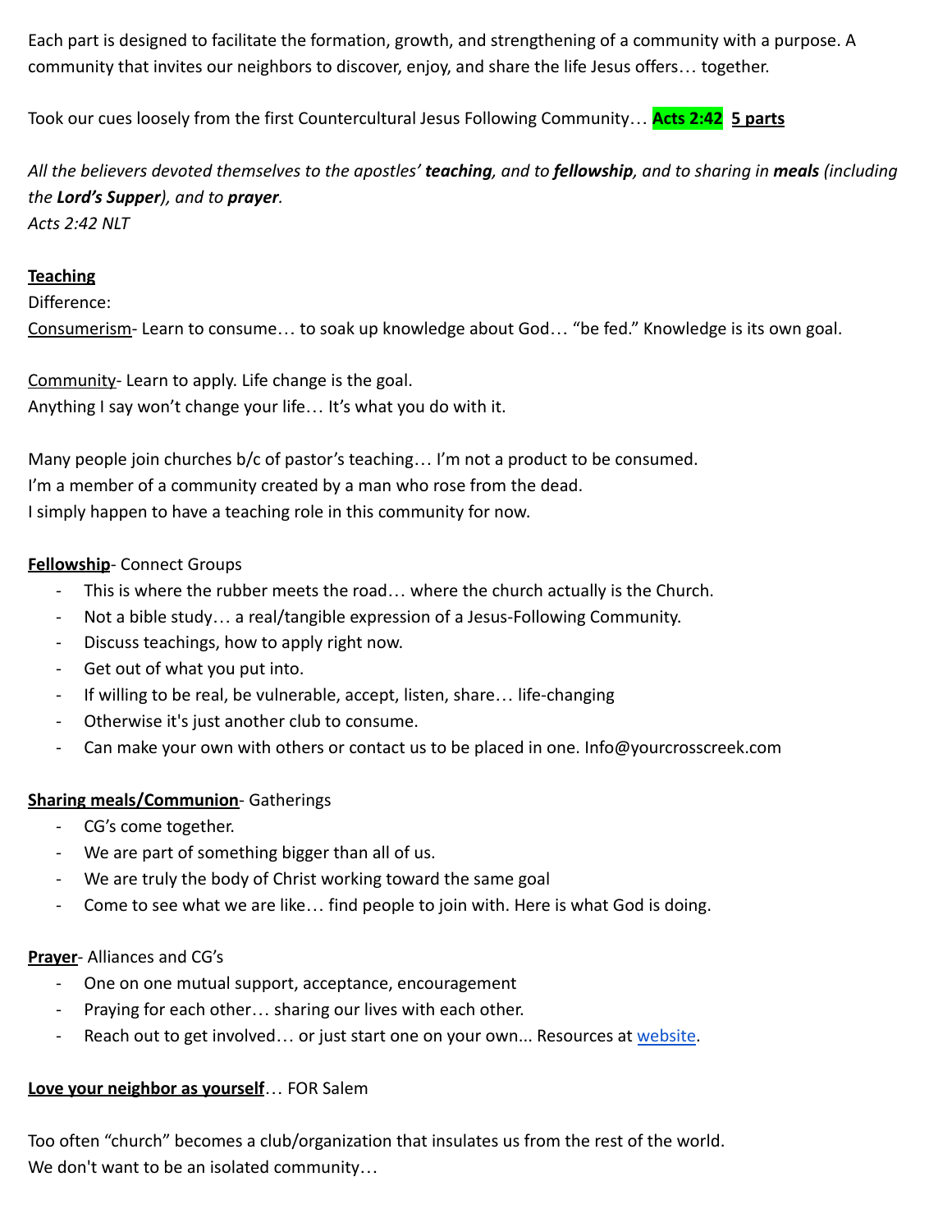Each part is designed to facilitate the formation, growth, and strengthening of a community with a purpose. A community that invites our neighbors to discover, enjoy, and share the life Jesus offers… together.

Took our cues loosely from the first Countercultural Jesus Following Community… **Acts 2:42** **5 parts**

*All the believers devoted themselves to the apostles' **teaching**, and to **fellowship**, and to sharing in **meals** (including the **Lord's Supper**), and to **prayer**.*
*Acts 2:42 NLT*

**Teaching**
Difference:
Consumerism- Learn to consume… to soak up knowledge about God… "be fed." Knowledge is its own goal.

Community- Learn to apply. Life change is the goal.
Anything I say won't change your life… It's what you do with it.

Many people join churches b/c of pastor's teaching… I'm not a product to be consumed.
I'm a member of a community created by a man who rose from the dead.
I simply happen to have a teaching role in this community for now.

**Fellowship**- Connect Groups

- This is where the rubber meets the road… where the church actually is the Church.
- Not a bible study… a real/tangible expression of a Jesus-Following Community.
- Discuss teachings, how to apply right now.
- Get out of what you put into.
- If willing to be real, be vulnerable, accept, listen, share… life-changing
- Otherwise it's just another club to consume.
- Can make your own with others or contact us to be placed in one. Info@yourcrosscreek.com

**Sharing meals/Communion**- Gatherings

- CG's come together.
- We are part of something bigger than all of us.
- We are truly the body of Christ working toward the same goal
- Come to see what we are like… find people to join with. Here is what God is doing.

**Prayer**- Alliances and CG's

- One on one mutual support, acceptance, encouragement
- Praying for each other… sharing our lives with each other.
- Reach out to get involved… or just start one on your own... Resources at website.

**Love your neighbor as yourself**… FOR Salem

Too often "church" becomes a club/organization that insulates us from the rest of the world.
We don't want to be an isolated community…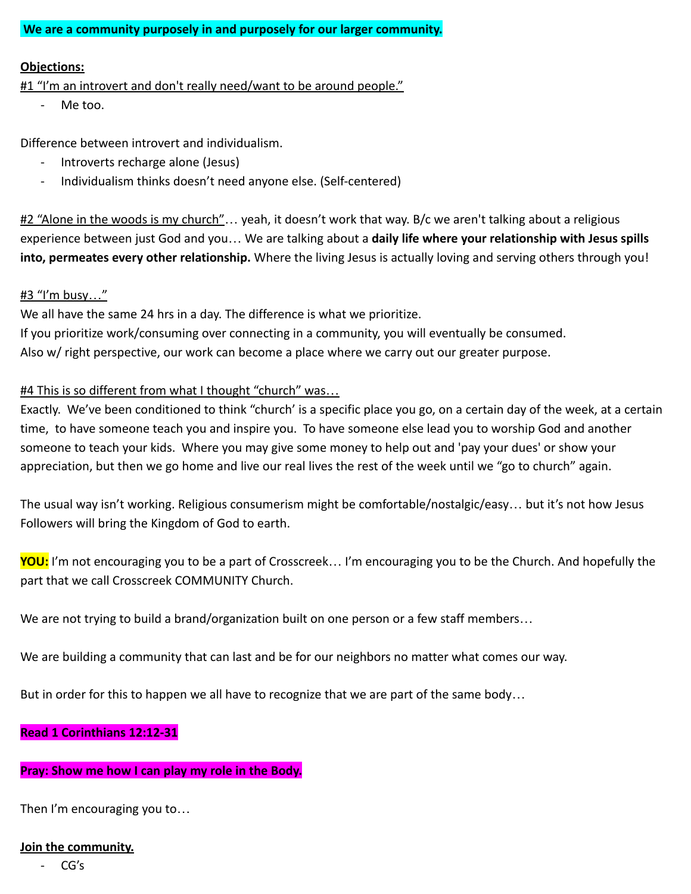**We are a community purposely in and purposely for our larger community.**

**Objections:**

#1 "I'm an introvert and don't really need/want to be around people."

- Me too.

Difference between introvert and individualism.

- Introverts recharge alone (Jesus)
- Individualism thinks doesn't need anyone else. (Self-centered)

#2 "Alone in the woods is my church"… yeah, it doesn't work that way. B/c we aren't talking about a religious experience between just God and you… We are talking about a **daily life where your relationship with Jesus spills into, permeates every other relationship.** Where the living Jesus is actually loving and serving others through you!

#3 "I'm busy…"

We all have the same 24 hrs in a day. The difference is what we prioritize.
If you prioritize work/consuming over connecting in a community, you will eventually be consumed.
Also w/ right perspective, our work can become a place where we carry out our greater purpose.

#4 This is so different from what I thought "church" was…

Exactly. We've been conditioned to think "church' is a specific place you go, on a certain day of the week, at a certain time, to have someone teach you and inspire you. To have someone else lead you to worship God and another someone to teach your kids. Where you may give some money to help out and 'pay your dues' or show your appreciation, but then we go home and live our real lives the rest of the week until we "go to church" again.

The usual way isn't working. Religious consumerism might be comfortable/nostalgic/easy… but it's not how Jesus Followers will bring the Kingdom of God to earth.

**YOU:** I'm not encouraging you to be a part of Crosscreek… I'm encouraging you to be the Church. And hopefully the part that we call Crosscreek COMMUNITY Church.

We are not trying to build a brand/organization built on one person or a few staff members…

We are building a community that can last and be for our neighbors no matter what comes our way.

But in order for this to happen we all have to recognize that we are part of the same body…

**Read 1 Corinthians 12:12-31**

**Pray: Show me how I can play my role in the Body.**

Then I'm encouraging you to…

**Join the community.**

- CG's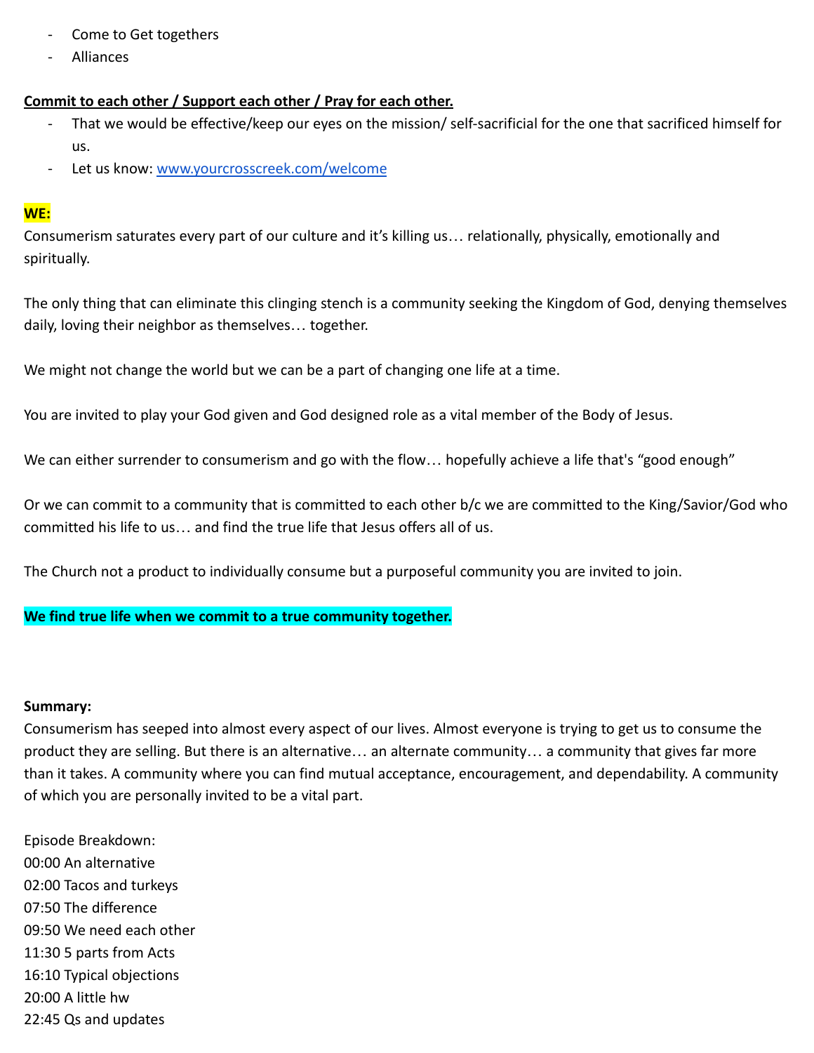- Come to Get togethers
- Alliances

**Commit to each other / Support each other / Pray for each other.**

- That we would be effective/keep our eyes on the mission/ self-sacrificial for the one that sacrificed himself for us.
- Let us know: [www.yourcrosscreek.com/welcome](www.yourcrosscreek.com/welcome)

**WE:**

Consumerism saturates every part of our culture and it's killing us… relationally, physically, emotionally and spiritually.

The only thing that can eliminate this clinging stench is a community seeking the Kingdom of God, denying themselves daily, loving their neighbor as themselves… together.

We might not change the world but we can be a part of changing one life at a time.

You are invited to play your God given and God designed role as a vital member of the Body of Jesus.

We can either surrender to consumerism and go with the flow… hopefully achieve a life that's "good enough"

Or we can commit to a community that is committed to each other b/c we are committed to the King/Savior/God who committed his life to us… and find the true life that Jesus offers all of us.

The Church not a product to individually consume but a purposeful community you are invited to join.

**We find true life when we commit to a true community together.**

**Summary:**

Consumerism has seeped into almost every aspect of our lives. Almost everyone is trying to get us to consume the product they are selling. But there is an alternative… an alternate community… a community that gives far more than it takes. A community where you can find mutual acceptance, encouragement, and dependability. A community of which you are personally invited to be a vital part.

Episode Breakdown:
00:00 An alternative
02:00 Tacos and turkeys
07:50 The difference
09:50 We need each other
11:30 5 parts from Acts
16:10 Typical objections
20:00 A little hw
22:45 Qs and updates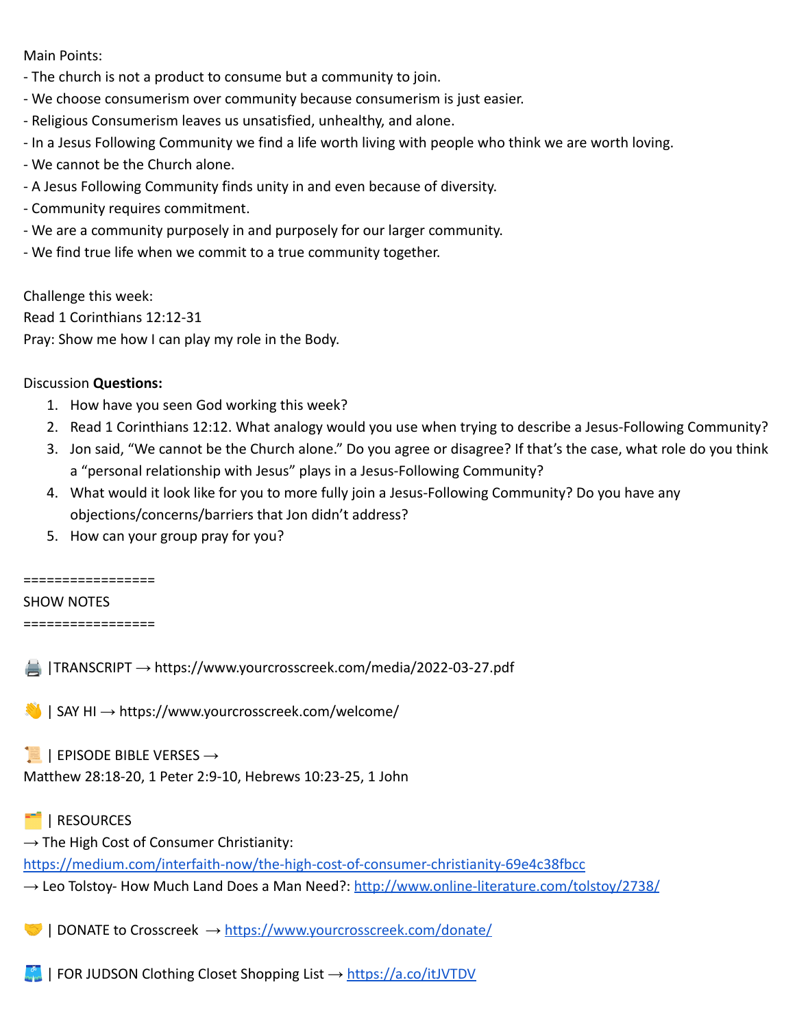Main Points:

- The church is not a product to consume but a community to join.
- We choose consumerism over community because consumerism is just easier.
- Religious Consumerism leaves us unsatisfied, unhealthy, and alone.
- In a Jesus Following Community we find a life worth living with people who think we are worth loving.
- We cannot be the Church alone.
- A Jesus Following Community finds unity in and even because of diversity.
- Community requires commitment.
- We are a community purposely in and purposely for our larger community.
- We find true life when we commit to a true community together.

Challenge this week:
Read 1 Corinthians 12:12-31
Pray: Show me how I can play my role in the Body.

Discussion **Questions:**

1. How have you seen God working this week?
2. Read 1 Corinthians 12:12. What analogy would you use when trying to describe a Jesus-Following Community?
3. Jon said, "We cannot be the Church alone." Do you agree or disagree? If that's the case, what role do you think a "personal relationship with Jesus" plays in a Jesus-Following Community?
4. What would it look like for you to more fully join a Jesus-Following Community? Do you have any objections/concerns/barriers that Jon didn't address?
5. How can your group pray for you?

=================
SHOW NOTES
=================

🖨️ |TRANSCRIPT → https://www.yourcrosscreek.com/media/2022-03-27.pdf

👋 | SAY HI → https://www.yourcrosscreek.com/welcome/

📜 | EPISODE BIBLE VERSES →
Matthew 28:18-20, 1 Peter 2:9-10, Hebrews 10:23-25, 1 John

🗂️ | RESOURCES
→ The High Cost of Consumer Christianity:
https://medium.com/interfaith-now/the-high-cost-of-consumer-christianity-69e4c38fbcc
→ Leo Tolstoy- How Much Land Does a Man Need?: http://www.online-literature.com/tolstoy/2738/

🤝 | DONATE to Crosscreek → https://www.yourcrosscreek.com/donate/

🩳 | FOR JUDSON Clothing Closet Shopping List → https://a.co/itJVTDV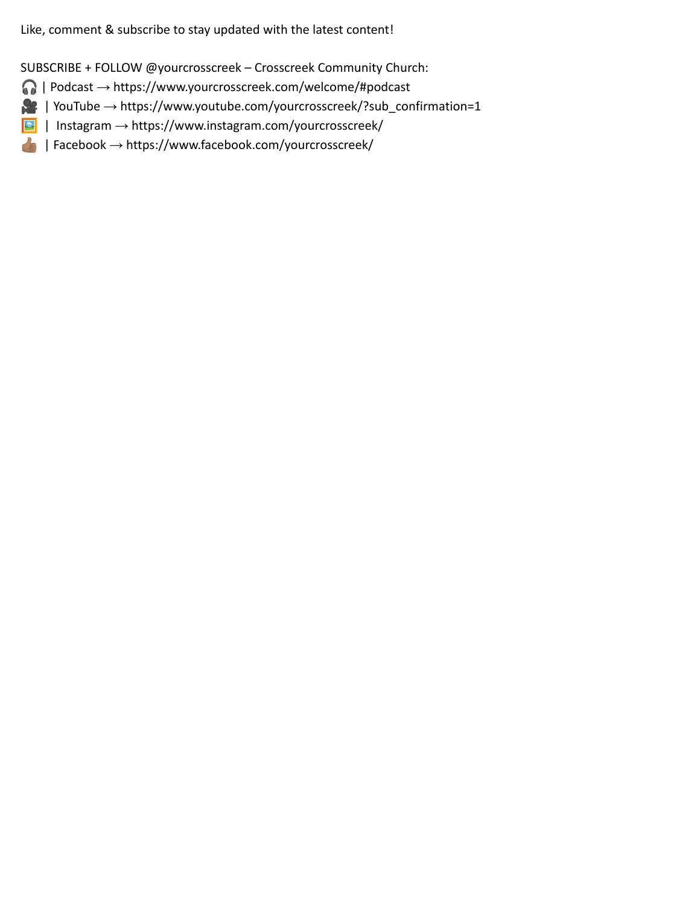Like, comment & subscribe to stay updated with the latest content!

SUBSCRIBE + FOLLOW @yourcrosscreek – Crosscreek Community Church:
🎧 | Podcast → https://www.yourcrosscreek.com/welcome/#podcast
🎥 | YouTube → https://www.youtube.com/yourcrosscreek/?sub_confirmation=1
🖼️ | Instagram → https://www.instagram.com/yourcrosscreek/
👍🏽 | Facebook → https://www.facebook.com/yourcrosscreek/